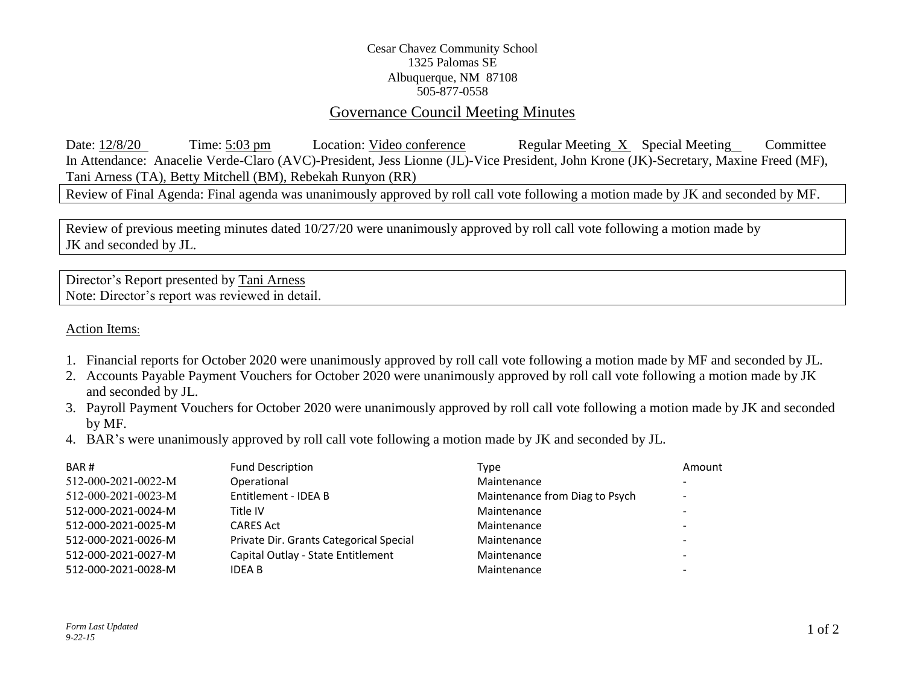Cesar Chavez Community School
1325 Palomas SE
Albuquerque, NM 87108
505-877-0558

# Governance Council Meeting Minutes

Date: 12/8/20 Time: 5:03 pm Location: Video conference Regular Meeting X Special Meeting Committee

In Attendance: Anacelie Verde-Claro (AVC)-President, Jess Lionne (JL)-Vice President, John Krone (JK)-Secretary, Maxine Freed (MF), Tani Arness (TA), Betty Mitchell (BM), Rebekah Runyon (RR)

Review of Final Agenda: Final agenda was unanimously approved by roll call vote following a motion made by JK and seconded by MF.

Review of previous meeting minutes dated 10/27/20 were unanimously approved by roll call vote following a motion made by JK and seconded by JL.

Director's Report presented by Tani Arness
Note: Director's report was reviewed in detail.

## Action Items:

1. Financial reports for October 2020 were unanimously approved by roll call vote following a motion made by MF and seconded by JL.
2. Accounts Payable Payment Vouchers for October 2020 were unanimously approved by roll call vote following a motion made by JK and seconded by JL.
3. Payroll Payment Vouchers for October 2020 were unanimously approved by roll call vote following a motion made by JK and seconded by MF.
4. BAR's were unanimously approved by roll call vote following a motion made by JK and seconded by JL.

| BAR # | Fund Description | Type | Amount |
|---|---|---|---|
| 512-000-2021-0022-M | Operational | Maintenance | - |
| 512-000-2021-0023-M | Entitlement - IDEA B | Maintenance from Diag to Psych | - |
| 512-000-2021-0024-M | Title IV | Maintenance | - |
| 512-000-2021-0025-M | CARES Act | Maintenance | - |
| 512-000-2021-0026-M | Private Dir. Grants Categorical Special | Maintenance | - |
| 512-000-2021-0027-M | Capital Outlay - State Entitlement | Maintenance | - |
| 512-000-2021-0028-M | IDEA B | Maintenance | - |

*Form Last Updated 9-22-15*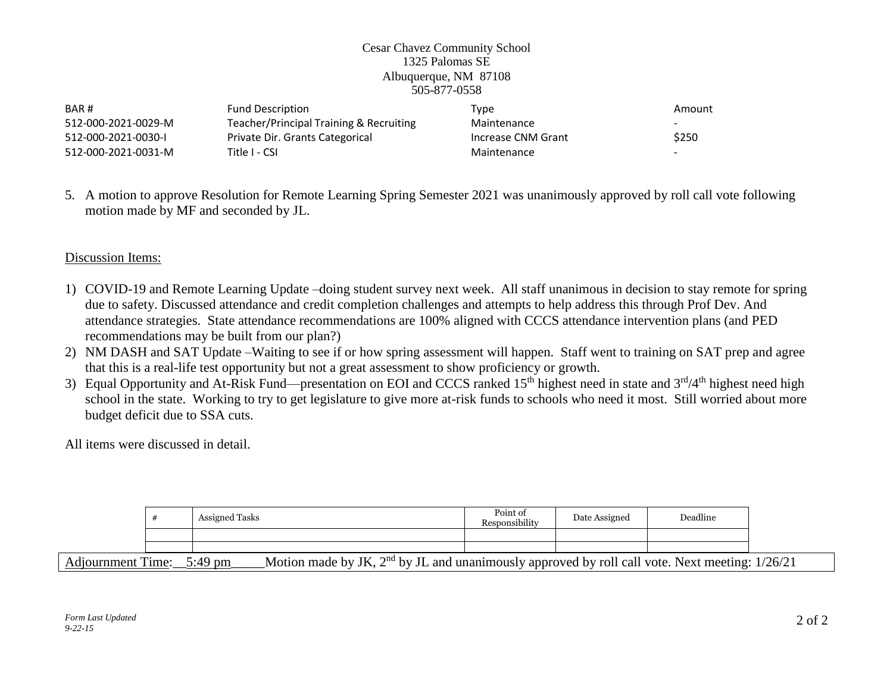Cesar Chavez Community School
1325 Palomas SE
Albuquerque, NM 87108
505-877-0558

| BAR # | Fund Description | Type | Amount |
|---|---|---|---|
| 512-000-2021-0029-M | Teacher/Principal Training & Recruiting | Maintenance | - |
| 512-000-2021-0030-I | Private Dir. Grants Categorical | Increase CNM Grant | $250 |
| 512-000-2021-0031-M | Title I - CSI | Maintenance | - |

5. A motion to approve Resolution for Remote Learning Spring Semester 2021 was unanimously approved by roll call vote following motion made by MF and seconded by JL.

Discussion Items:

1) COVID-19 and Remote Learning Update –doing student survey next week. All staff unanimous in decision to stay remote for spring due to safety. Discussed attendance and credit completion challenges and attempts to help address this through Prof Dev. And attendance strategies. State attendance recommendations are 100% aligned with CCCS attendance intervention plans (and PED recommendations may be built from our plan?)
2) NM DASH and SAT Update –Waiting to see if or how spring assessment will happen. Staff went to training on SAT prep and agree that this is a real-life test opportunity but not a great assessment to show proficiency or growth.
3) Equal Opportunity and At-Risk Fund—presentation on EOI and CCCS ranked 15th highest need in state and 3rd/4th highest need high school in the state. Working to try to get legislature to give more at-risk funds to schools who need it most. Still worried about more budget deficit due to SSA cuts.

All items were discussed in detail.

| # | Assigned Tasks | Point of Responsibility | Date Assigned | Deadline |
|---|---|---|---|---|
| | | | | |
| | | | | |

Adjournment Time: 5:49 pm Motion made by JK, 2nd by JL and unanimously approved by roll call vote. Next meeting: 1/26/21

*Form Last Updated 9-22-15*